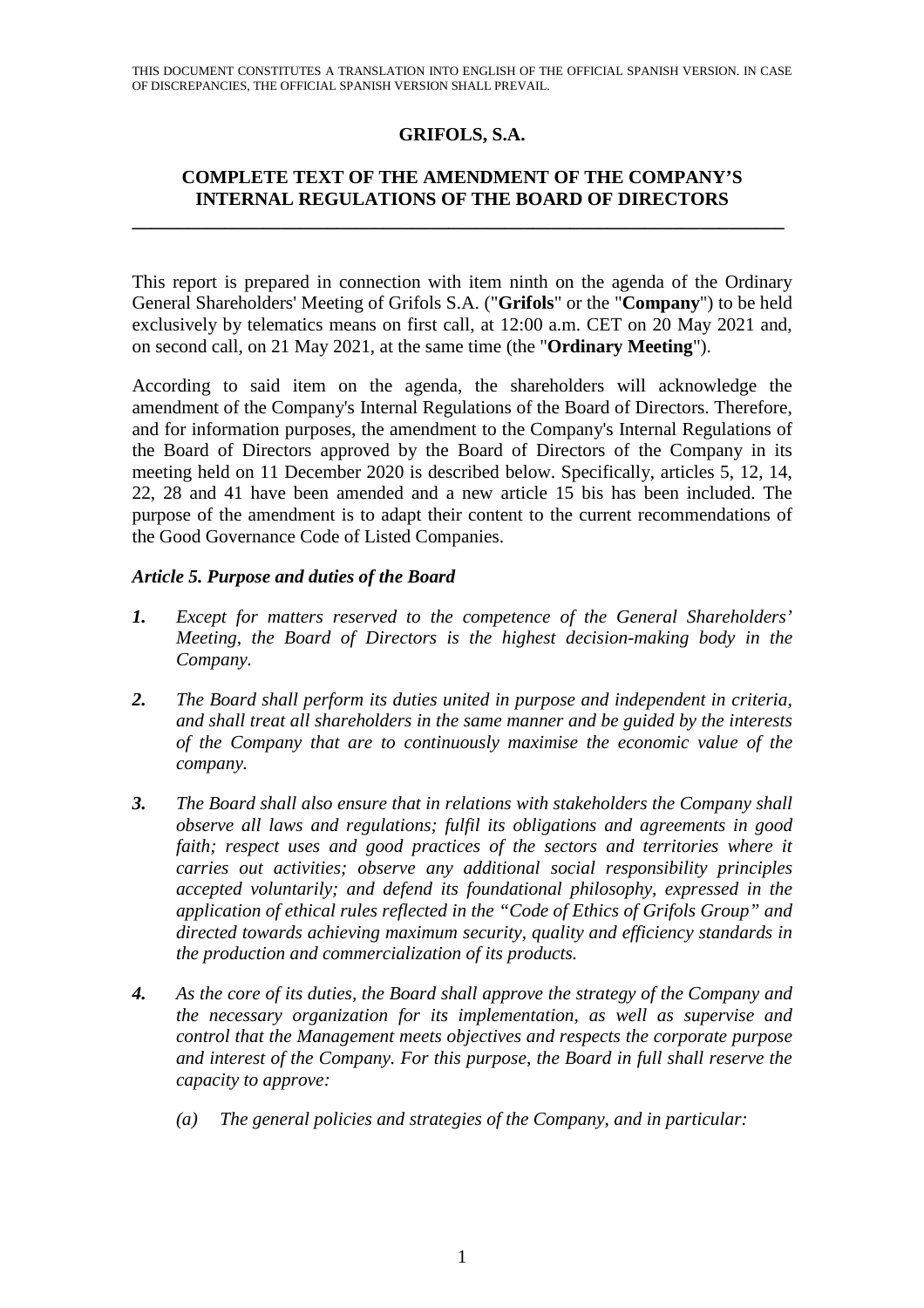THIS DOCUMENT CONSTITUTES A TRANSLATION INTO ENGLISH OF THE OFFICIAL SPANISH VERSION. IN CASE OF DISCREPANCIES, THE OFFICIAL SPANISH VERSION SHALL PREVAIL.

# GRIFOLS, S.A.

## COMPLETE TEXT OF THE AMENDMENT OF THE COMPANY'S INTERNAL REGULATIONS OF THE BOARD OF DIRECTORS

---

This report is prepared in connection with item ninth on the agenda of the Ordinary General Shareholders' Meeting of Grifols S.A. ("**Grifols**" or the "**Company**") to be held exclusively by telematics means on first call, at 12:00 a.m. CET on 20 May 2021 and, on second call, on 21 May 2021, at the same time (the "**Ordinary Meeting**").

According to said item on the agenda, the shareholders will acknowledge the amendment of the Company's Internal Regulations of the Board of Directors. Therefore, and for information purposes, the amendment to the Company's Internal Regulations of the Board of Directors approved by the Board of Directors of the Company in its meeting held on 11 December 2020 is described below. Specifically, articles 5, 12, 14, 22, 28 and 41 have been amended and a new article 15 bis has been included. The purpose of the amendment is to adapt their content to the current recommendations of the Good Governance Code of Listed Companies.

***Article 5. Purpose and duties of the Board***

***1.*** *Except for matters reserved to the competence of the General Shareholders' Meeting, the Board of Directors is the highest decision-making body in the Company.*

***2.*** *The Board shall perform its duties united in purpose and independent in criteria, and shall treat all shareholders in the same manner and be guided by the interests of the Company that are to continuously maximise the economic value of the company.*

***3.*** *The Board shall also ensure that in relations with stakeholders the Company shall observe all laws and regulations; fulfil its obligations and agreements in good faith; respect uses and good practices of the sectors and territories where it carries out activities; observe any additional social responsibility principles accepted voluntarily; and defend its foundational philosophy, expressed in the application of ethical rules reflected in the "Code of Ethics of Grifols Group" and directed towards achieving maximum security, quality and efficiency standards in the production and commercialization of its products.*

***4.*** *As the core of its duties, the Board shall approve the strategy of the Company and the necessary organization for its implementation, as well as supervise and control that the Management meets objectives and respects the corporate purpose and interest of the Company. For this purpose, the Board in full shall reserve the capacity to approve:*

*(a) The general policies and strategies of the Company, and in particular:*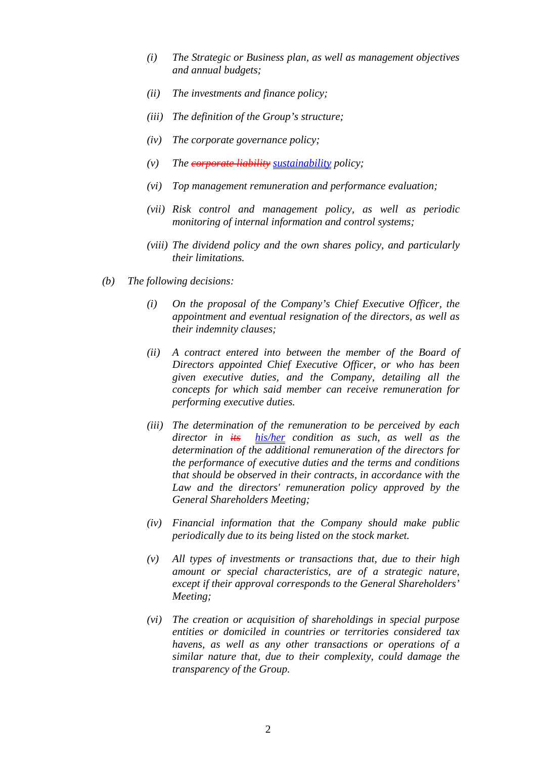*(i) The Strategic or Business plan, as well as management objectives and annual budgets;*

*(ii) The investments and finance policy;*

*(iii) The definition of the Group's structure;*

*(iv) The corporate governance policy;*

*(v) The ~~corporate liability~~ sustainability policy;*

*(vi) Top management remuneration and performance evaluation;*

*(vii) Risk control and management policy, as well as periodic monitoring of internal information and control systems;*

*(viii) The dividend policy and the own shares policy, and particularly their limitations.*

*(b) The following decisions:*

*(i) On the proposal of the Company's Chief Executive Officer, the appointment and eventual resignation of the directors, as well as their indemnity clauses;*

*(ii) A contract entered into between the member of the Board of Directors appointed Chief Executive Officer, or who has been given executive duties, and the Company, detailing all the concepts for which said member can receive remuneration for performing executive duties.*

*(iii) The determination of the remuneration to be perceived by each director in ~~its~~ his/her condition as such, as well as the determination of the additional remuneration of the directors for the performance of executive duties and the terms and conditions that should be observed in their contracts, in accordance with the Law and the directors' remuneration policy approved by the General Shareholders Meeting;*

*(iv) Financial information that the Company should make public periodically due to its being listed on the stock market.*

*(v) All types of investments or transactions that, due to their high amount or special characteristics, are of a strategic nature, except if their approval corresponds to the General Shareholders' Meeting;*

*(vi) The creation or acquisition of shareholdings in special purpose entities or domiciled in countries or territories considered tax havens, as well as any other transactions or operations of a similar nature that, due to their complexity, could damage the transparency of the Group.*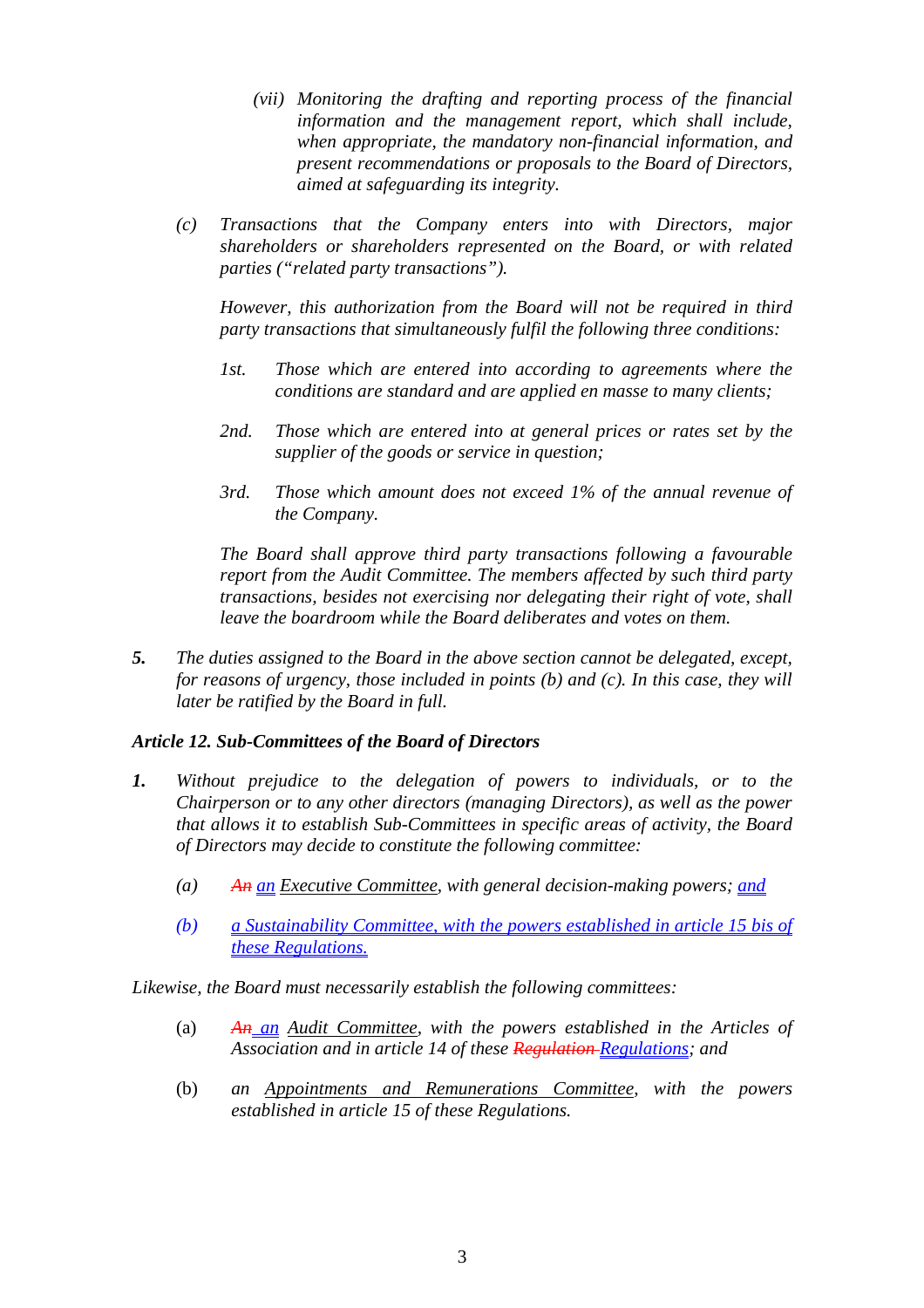(vii) *Monitoring the drafting and reporting process of the financial information and the management report, which shall include, when appropriate, the mandatory non-financial information, and present recommendations or proposals to the Board of Directors, aimed at safeguarding its integrity.*

(c) *Transactions that the Company enters into with Directors, major shareholders or shareholders represented on the Board, or with related parties ("related party transactions").*

*However, this authorization from the Board will not be required in third party transactions that simultaneously fulfil the following three conditions:*

*1st.* *Those which are entered into according to agreements where the conditions are standard and are applied en masse to many clients;*

*2nd.* *Those which are entered into at general prices or rates set by the supplier of the goods or service in question;*

*3rd.* *Those which amount does not exceed 1% of the annual revenue of the Company.*

*The Board shall approve third party transactions following a favourable report from the Audit Committee. The members affected by such third party transactions, besides not exercising nor delegating their right of vote, shall leave the boardroom while the Board deliberates and votes on them.*

**5.** *The duties assigned to the Board in the above section cannot be delegated, except, for reasons of urgency, those included in points (b) and (c). In this case, they will later be ratified by the Board in full.*

***Article 12. Sub-Committees of the Board of Directors***

**1.** *Without prejudice to the delegation of powers to individuals, or to the Chairperson or to any other directors (managing Directors), as well as the power that allows it to establish Sub-Committees in specific areas of activity, the Board of Directors may decide to constitute the following committee:*

(a) ~~An~~ an Executive Committee, *with general decision-making powers;* and

(b) a Sustainability Committee, with the powers established in article 15 bis of these Regulations.

*Likewise, the Board must necessarily establish the following committees:*

(a) ~~An~~ an Audit Committee, *with the powers established in the Articles of Association and in article 14 of these* ~~Regulation~~ Regulations; *and*

(b) *an* Appointments and Remunerations Committee, *with the powers established in article 15 of these Regulations.*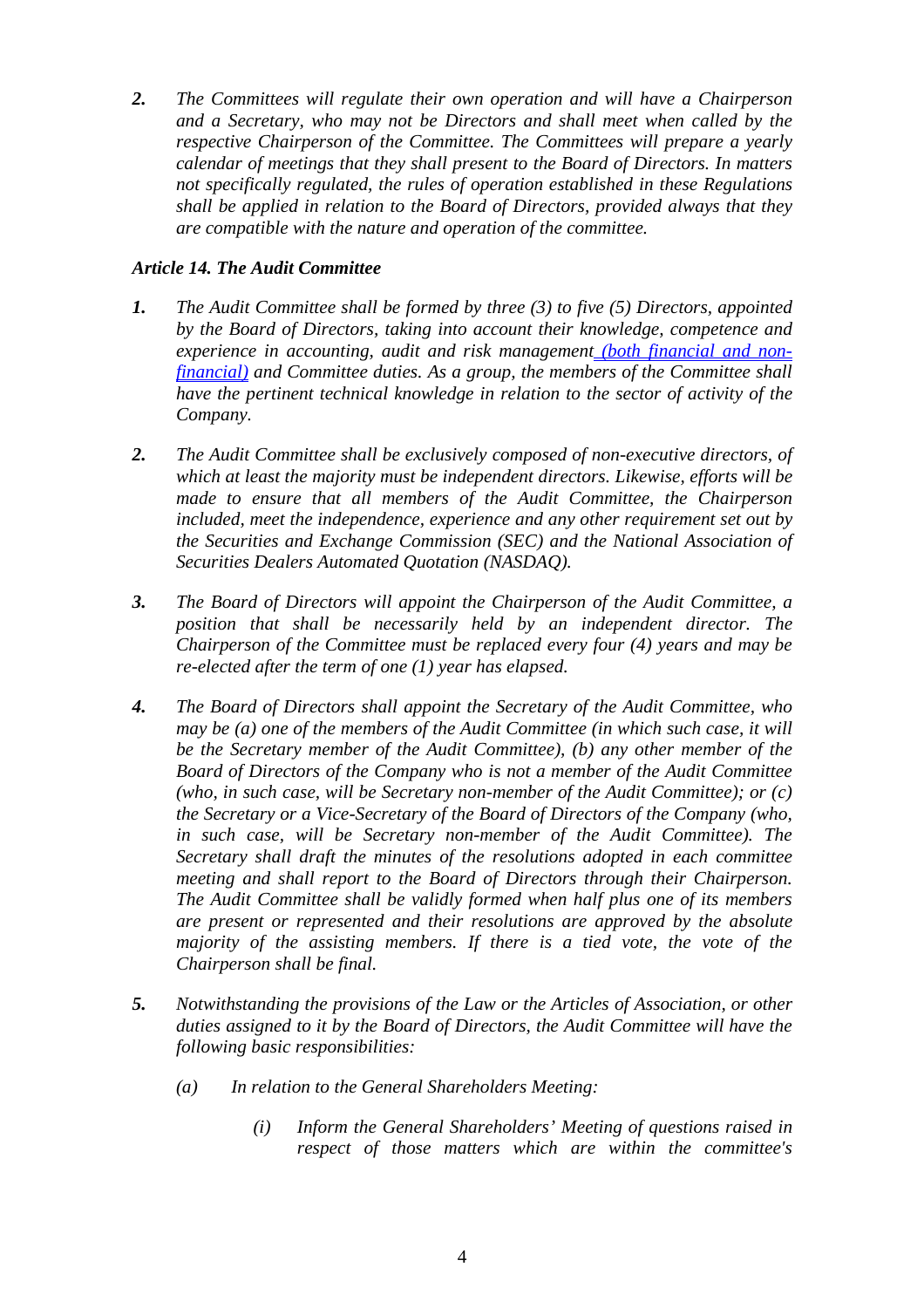**2.** *The Committees will regulate their own operation and will have a Chairperson and a Secretary, who may not be Directors and shall meet when called by the respective Chairperson of the Committee. The Committees will prepare a yearly calendar of meetings that they shall present to the Board of Directors. In matters not specifically regulated, the rules of operation established in these Regulations shall be applied in relation to the Board of Directors, provided always that they are compatible with the nature and operation of the committee.*

### *Article 14. The Audit Committee*

**1.** *The Audit Committee shall be formed by three (3) to five (5) Directors, appointed by the Board of Directors, taking into account their knowledge, competence and experience in accounting, audit and risk management (both financial and non-financial) and Committee duties. As a group, the members of the Committee shall have the pertinent technical knowledge in relation to the sector of activity of the Company.*

**2.** *The Audit Committee shall be exclusively composed of non-executive directors, of which at least the majority must be independent directors. Likewise, efforts will be made to ensure that all members of the Audit Committee, the Chairperson included, meet the independence, experience and any other requirement set out by the Securities and Exchange Commission (SEC) and the National Association of Securities Dealers Automated Quotation (NASDAQ).*

**3.** *The Board of Directors will appoint the Chairperson of the Audit Committee, a position that shall be necessarily held by an independent director. The Chairperson of the Committee must be replaced every four (4) years and may be re-elected after the term of one (1) year has elapsed.*

**4.** *The Board of Directors shall appoint the Secretary of the Audit Committee, who may be (a) one of the members of the Audit Committee (in which such case, it will be the Secretary member of the Audit Committee), (b) any other member of the Board of Directors of the Company who is not a member of the Audit Committee (who, in such case, will be Secretary non-member of the Audit Committee); or (c) the Secretary or a Vice-Secretary of the Board of Directors of the Company (who, in such case, will be Secretary non-member of the Audit Committee). The Secretary shall draft the minutes of the resolutions adopted in each committee meeting and shall report to the Board of Directors through their Chairperson. The Audit Committee shall be validly formed when half plus one of its members are present or represented and their resolutions are approved by the absolute majority of the assisting members. If there is a tied vote, the vote of the Chairperson shall be final.*

**5.** *Notwithstanding the provisions of the Law or the Articles of Association, or other duties assigned to it by the Board of Directors, the Audit Committee will have the following basic responsibilities:*

- *(a) In relation to the General Shareholders Meeting:*
  - *(i) Inform the General Shareholders' Meeting of questions raised in respect of those matters which are within the committee's*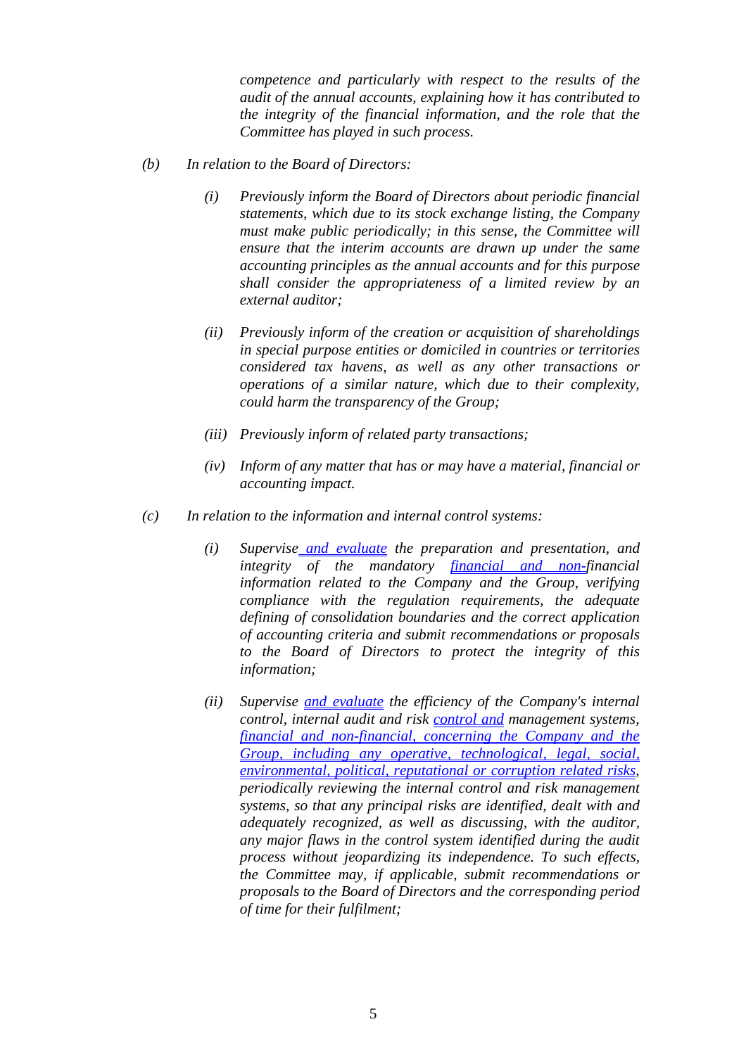*competence and particularly with respect to the results of the audit of the annual accounts, explaining how it has contributed to the integrity of the financial information, and the role that the Committee has played in such process.*

*(b) In relation to the Board of Directors:*

*(i) Previously inform the Board of Directors about periodic financial statements, which due to its stock exchange listing, the Company must make public periodically; in this sense, the Committee will ensure that the interim accounts are drawn up under the same accounting principles as the annual accounts and for this purpose shall consider the appropriateness of a limited review by an external auditor;*

*(ii) Previously inform of the creation or acquisition of shareholdings in special purpose entities or domiciled in countries or territories considered tax havens, as well as any other transactions or operations of a similar nature, which due to their complexity, could harm the transparency of the Group;*

*(iii) Previously inform of related party transactions;*

*(iv) Inform of any matter that has or may have a material, financial or accounting impact.*

*(c) In relation to the information and internal control systems:*

*(i) Supervise and evaluate the preparation and presentation, and integrity of the mandatory financial and non-financial information related to the Company and the Group, verifying compliance with the regulation requirements, the adequate defining of consolidation boundaries and the correct application of accounting criteria and submit recommendations or proposals to the Board of Directors to protect the integrity of this information;*

*(ii) Supervise and evaluate the efficiency of the Company's internal control, internal audit and risk control and management systems, financial and non-financial, concerning the Company and the Group, including any operative, technological, legal, social, environmental, political, reputational or corruption related risks, periodically reviewing the internal control and risk management systems, so that any principal risks are identified, dealt with and adequately recognized, as well as discussing, with the auditor, any major flaws in the control system identified during the audit process without jeopardizing its independence. To such effects, the Committee may, if applicable, submit recommendations or proposals to the Board of Directors and the corresponding period of time for their fulfilment;*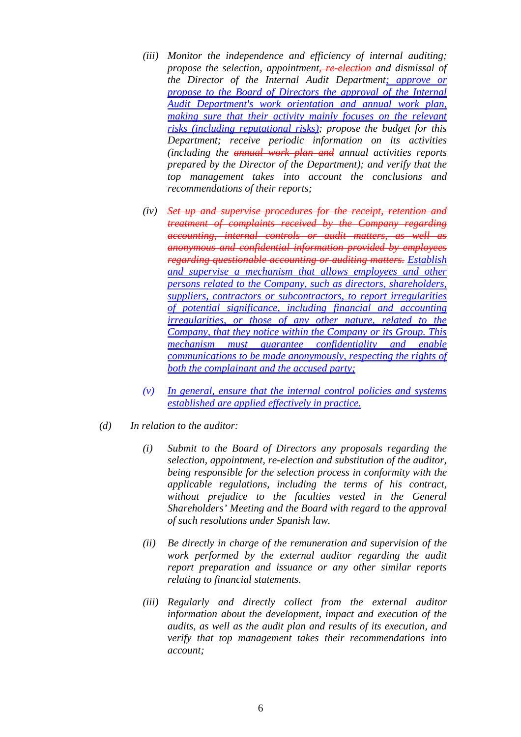*(iii)* *Monitor the independence and efficiency of internal auditing; propose the selection, appointment~~, re-election~~ and dismissal of the Director of the Internal Audit Department; approve or propose to the Board of Directors the approval of the Internal Audit Department's work orientation and annual work plan, making sure that their activity mainly focuses on the relevant risks (including reputational risks); propose the budget for this Department; receive periodic information on its activities (including the ~~annual work plan and~~ annual activities reports prepared by the Director of the Department); and verify that the top management takes into account the conclusions and recommendations of their reports;*

*(iv)* *~~Set up and supervise procedures for the receipt, retention and treatment of complaints received by the Company regarding accounting, internal controls or audit matters, as well as anonymous and confidential information provided by employees regarding questionable accounting or auditing matters.~~ Establish and supervise a mechanism that allows employees and other persons related to the Company, such as directors, shareholders, suppliers, contractors or subcontractors, to report irregularities of potential significance, including financial and accounting irregularities, or those of any other nature, related to the Company, that they notice within the Company or its Group. This mechanism must guarantee confidentiality and enable communications to be made anonymously, respecting the rights of both the complainant and the accused party;*

*(v)* *In general, ensure that the internal control policies and systems established are applied effectively in practice.*

*(d)* *In relation to the auditor:*

*(i)* *Submit to the Board of Directors any proposals regarding the selection, appointment, re-election and substitution of the auditor, being responsible for the selection process in conformity with the applicable regulations, including the terms of his contract, without prejudice to the faculties vested in the General Shareholders' Meeting and the Board with regard to the approval of such resolutions under Spanish law.*

*(ii)* *Be directly in charge of the remuneration and supervision of the work performed by the external auditor regarding the audit report preparation and issuance or any other similar reports relating to financial statements.*

*(iii)* *Regularly and directly collect from the external auditor information about the development, impact and execution of the audits, as well as the audit plan and results of its execution, and verify that top management takes their recommendations into account;*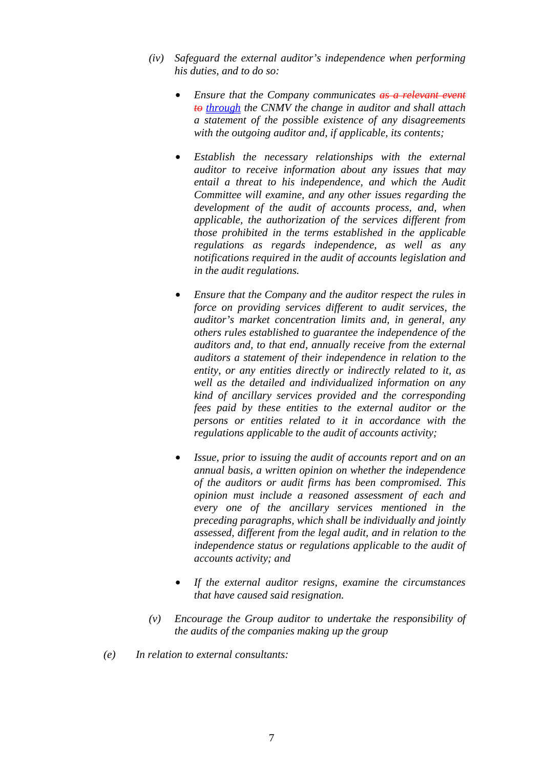*(iv) Safeguard the external auditor's independence when performing his duties, and to do so:*

- *Ensure that the Company communicates ~~as a relevant event to~~ through the CNMV the change in auditor and shall attach a statement of the possible existence of any disagreements with the outgoing auditor and, if applicable, its contents;*

- *Establish the necessary relationships with the external auditor to receive information about any issues that may entail a threat to his independence, and which the Audit Committee will examine, and any other issues regarding the development of the audit of accounts process, and, when applicable, the authorization of the services different from those prohibited in the terms established in the applicable regulations as regards independence, as well as any notifications required in the audit of accounts legislation and in the audit regulations.*

- *Ensure that the Company and the auditor respect the rules in force on providing services different to audit services, the auditor's market concentration limits and, in general, any others rules established to guarantee the independence of the auditors and, to that end, annually receive from the external auditors a statement of their independence in relation to the entity, or any entities directly or indirectly related to it, as well as the detailed and individualized information on any kind of ancillary services provided and the corresponding fees paid by these entities to the external auditor or the persons or entities related to it in accordance with the regulations applicable to the audit of accounts activity;*

- *Issue, prior to issuing the audit of accounts report and on an annual basis, a written opinion on whether the independence of the auditors or audit firms has been compromised. This opinion must include a reasoned assessment of each and every one of the ancillary services mentioned in the preceding paragraphs, which shall be individually and jointly assessed, different from the legal audit, and in relation to the independence status or regulations applicable to the audit of accounts activity; and*

- *If the external auditor resigns, examine the circumstances that have caused said resignation.*

*(v) Encourage the Group auditor to undertake the responsibility of the audits of the companies making up the group*

*(e) In relation to external consultants:*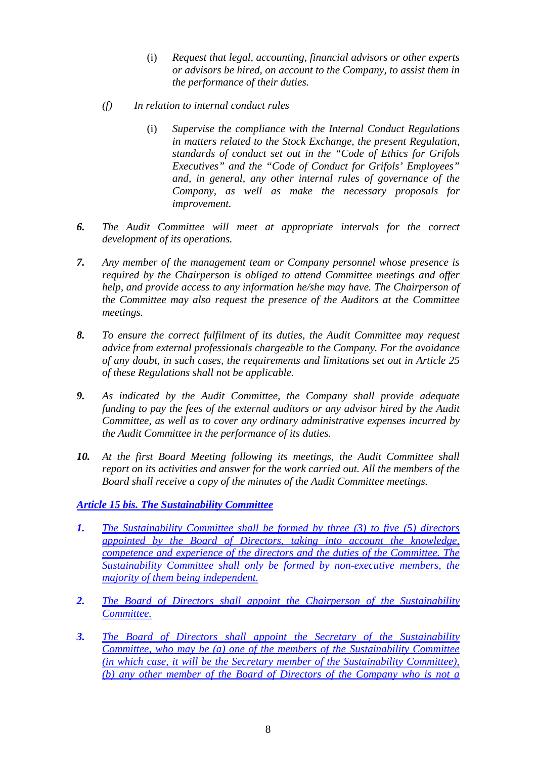(i) *Request that legal, accounting, financial advisors or other experts or advisors be hired, on account to the Company, to assist them in the performance of their duties.*

*(f) In relation to internal conduct rules*

(i) *Supervise the compliance with the Internal Conduct Regulations in matters related to the Stock Exchange, the present Regulation, standards of conduct set out in the "Code of Ethics for Grifols Executives" and the "Code of Conduct for Grifols' Employees" and, in general, any other internal rules of governance of the Company, as well as make the necessary proposals for improvement.*

***6.*** *The Audit Committee will meet at appropriate intervals for the correct development of its operations.*

***7.*** *Any member of the management team or Company personnel whose presence is required by the Chairperson is obliged to attend Committee meetings and offer help, and provide access to any information he/she may have. The Chairperson of the Committee may also request the presence of the Auditors at the Committee meetings.*

***8.*** *To ensure the correct fulfilment of its duties, the Audit Committee may request advice from external professionals chargeable to the Company. For the avoidance of any doubt, in such cases, the requirements and limitations set out in Article 25 of these Regulations shall not be applicable.*

***9.*** *As indicated by the Audit Committee, the Company shall provide adequate funding to pay the fees of the external auditors or any advisor hired by the Audit Committee, as well as to cover any ordinary administrative expenses incurred by the Audit Committee in the performance of its duties.*

***10.*** *At the first Board Meeting following its meetings, the Audit Committee shall report on its activities and answer for the work carried out. All the members of the Board shall receive a copy of the minutes of the Audit Committee meetings.*

***Article 15 bis. The Sustainability Committee***

***1.*** *The Sustainability Committee shall be formed by three (3) to five (5) directors appointed by the Board of Directors, taking into account the knowledge, competence and experience of the directors and the duties of the Committee. The Sustainability Committee shall only be formed by non-executive members, the majority of them being independent.*

***2.*** *The Board of Directors shall appoint the Chairperson of the Sustainability Committee.*

***3.*** *The Board of Directors shall appoint the Secretary of the Sustainability Committee, who may be (a) one of the members of the Sustainability Committee (in which case, it will be the Secretary member of the Sustainability Committee), (b) any other member of the Board of Directors of the Company who is not a*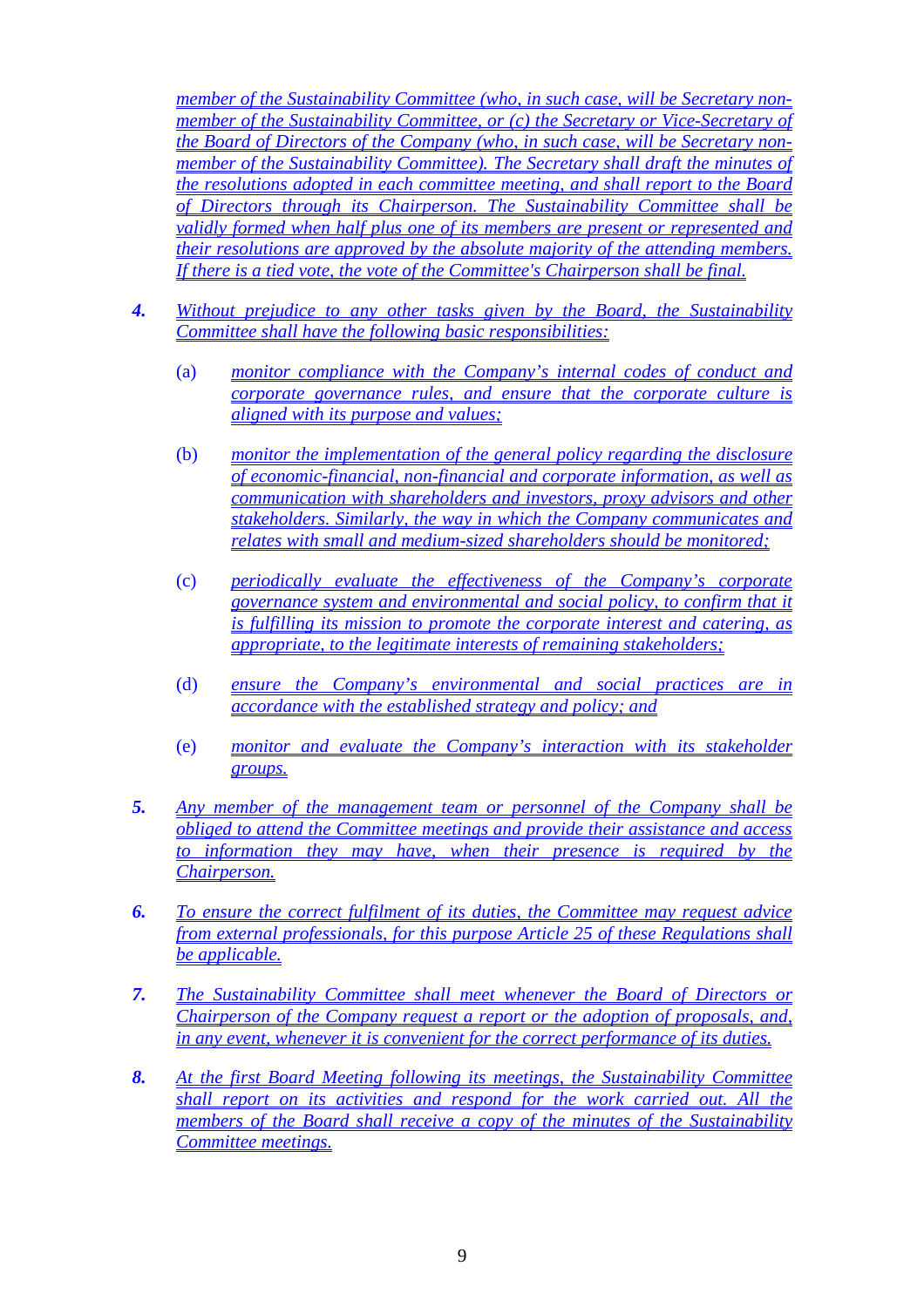*member of the Sustainability Committee (who, in such case, will be Secretary non-member of the Sustainability Committee, or (c) the Secretary or Vice-Secretary of the Board of Directors of the Company (who, in such case, will be Secretary non-member of the Sustainability Committee). The Secretary shall draft the minutes of the resolutions adopted in each committee meeting, and shall report to the Board of Directors through its Chairperson. The Sustainability Committee shall be validly formed when half plus one of its members are present or represented and their resolutions are approved by the absolute majority of the attending members. If there is a tied vote, the vote of the Committee's Chairperson shall be final.*

***4.*** *Without prejudice to any other tasks given by the Board, the Sustainability Committee shall have the following basic responsibilities:*

(a) *monitor compliance with the Company's internal codes of conduct and corporate governance rules, and ensure that the corporate culture is aligned with its purpose and values;*

(b) *monitor the implementation of the general policy regarding the disclosure of economic-financial, non-financial and corporate information, as well as communication with shareholders and investors, proxy advisors and other stakeholders. Similarly, the way in which the Company communicates and relates with small and medium-sized shareholders should be monitored;*

(c) *periodically evaluate the effectiveness of the Company's corporate governance system and environmental and social policy, to confirm that it is fulfilling its mission to promote the corporate interest and catering, as appropriate, to the legitimate interests of remaining stakeholders;*

(d) *ensure the Company's environmental and social practices are in accordance with the established strategy and policy; and*

(e) *monitor and evaluate the Company's interaction with its stakeholder groups.*

***5.*** *Any member of the management team or personnel of the Company shall be obliged to attend the Committee meetings and provide their assistance and access to information they may have, when their presence is required by the Chairperson.*

***6.*** *To ensure the correct fulfilment of its duties, the Committee may request advice from external professionals, for this purpose Article 25 of these Regulations shall be applicable.*

***7.*** *The Sustainability Committee shall meet whenever the Board of Directors or Chairperson of the Company request a report or the adoption of proposals, and, in any event, whenever it is convenient for the correct performance of its duties.*

***8.*** *At the first Board Meeting following its meetings, the Sustainability Committee shall report on its activities and respond for the work carried out. All the members of the Board shall receive a copy of the minutes of the Sustainability Committee meetings.*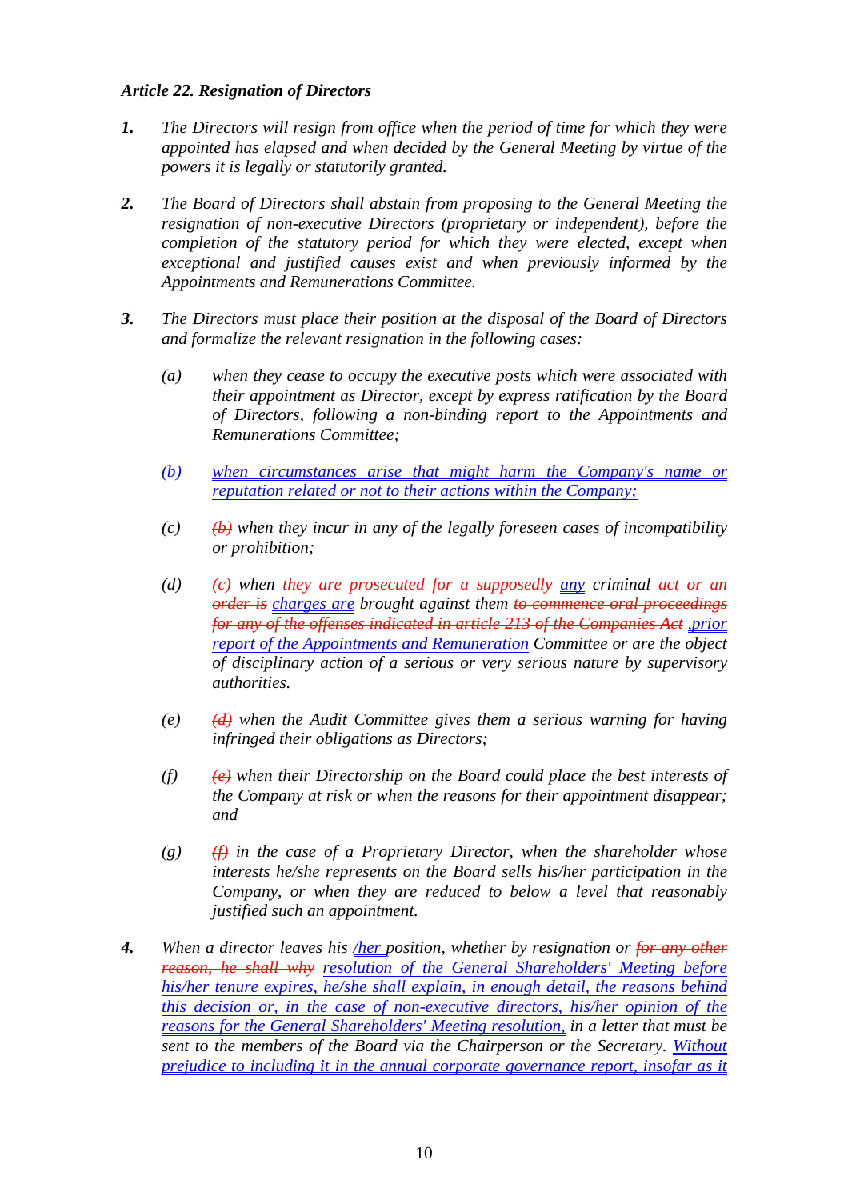***Article 22. Resignation of Directors***

1. *The Directors will resign from office when the period of time for which they were appointed has elapsed and when decided by the General Meeting by virtue of the powers it is legally or statutorily granted.*

2. *The Board of Directors shall abstain from proposing to the General Meeting the resignation of non-executive Directors (proprietary or independent), before the completion of the statutory period for which they were elected, except when exceptional and justified causes exist and when previously informed by the Appointments and Remunerations Committee.*

3. *The Directors must place their position at the disposal of the Board of Directors and formalize the relevant resignation in the following cases:*

   (a) *when they cease to occupy the executive posts which were associated with their appointment as Director, except by express ratification by the Board of Directors, following a non-binding report to the Appointments and Remunerations Committee;*

   (b) *when circumstances arise that might harm the Company's name or reputation related or not to their actions within the Company;*

   (c) *~~(b)~~ when they incur in any of the legally foreseen cases of incompatibility or prohibition;*

   (d) *~~(c)~~ when ~~they are prosecuted for a supposedly~~ any criminal ~~act or an order is~~ charges are brought against them ~~to commence oral proceedings for any of the offenses indicated in article 213 of the Companies Act~~ ,prior report of the Appointments and Remuneration Committee or are the object of disciplinary action of a serious or very serious nature by supervisory authorities.*

   (e) *~~(d)~~ when the Audit Committee gives them a serious warning for having infringed their obligations as Directors;*

   (f) *~~(e)~~ when their Directorship on the Board could place the best interests of the Company at risk or when the reasons for their appointment disappear; and*

   (g) *~~(f)~~ in the case of a Proprietary Director, when the shareholder whose interests he/she represents on the Board sells his/her participation in the Company, or when they are reduced to below a level that reasonably justified such an appointment.*

4. *When a director leaves his /her position, whether by resignation or ~~for any other reason, he shall why~~ resolution of the General Shareholders' Meeting before his/her tenure expires, he/she shall explain, in enough detail, the reasons behind this decision or, in the case of non-executive directors, his/her opinion of the reasons for the General Shareholders' Meeting resolution, in a letter that must be sent to the members of the Board via the Chairperson or the Secretary. Without prejudice to including it in the annual corporate governance report, insofar as it*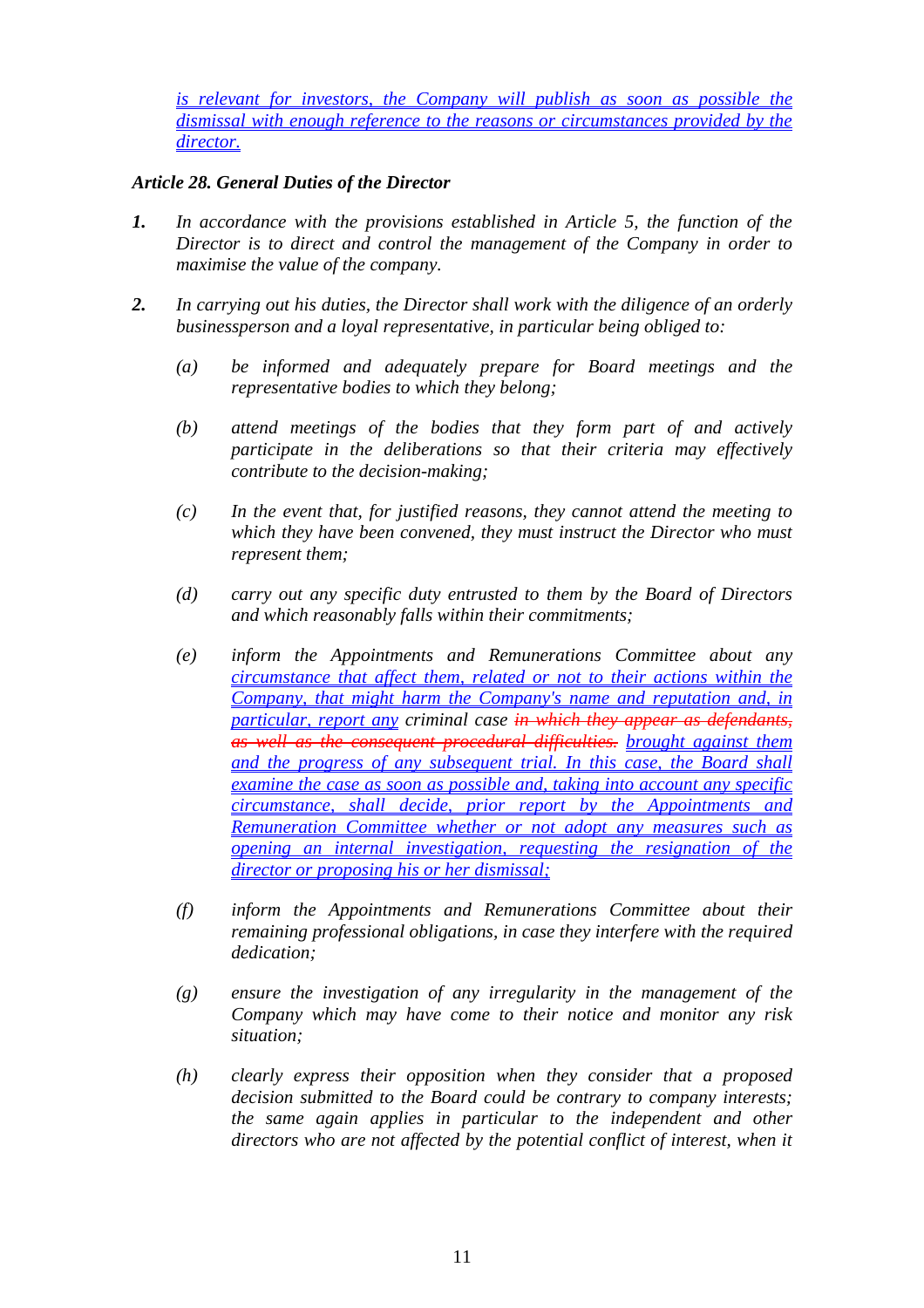*is relevant for investors, the Company will publish as soon as possible the dismissal with enough reference to the reasons or circumstances provided by the director.*

***Article 28. General Duties of the Director***

**1.** *In accordance with the provisions established in Article 5, the function of the Director is to direct and control the management of the Company in order to maximise the value of the company.*

**2.** *In carrying out his duties, the Director shall work with the diligence of an orderly businessperson and a loyal representative, in particular being obliged to:*

*(a)* *be informed and adequately prepare for Board meetings and the representative bodies to which they belong;*

*(b)* *attend meetings of the bodies that they form part of and actively participate in the deliberations so that their criteria may effectively contribute to the decision-making;*

*(c)* *In the event that, for justified reasons, they cannot attend the meeting to which they have been convened, they must instruct the Director who must represent them;*

*(d)* *carry out any specific duty entrusted to them by the Board of Directors and which reasonably falls within their commitments;*

*(e)* *inform the Appointments and Remunerations Committee about any circumstance that affect them, related or not to their actions within the Company, that might harm the Company's name and reputation and, in particular, report any criminal case ~~in which they appear as defendants, as well as the consequent procedural difficulties.~~ brought against them and the progress of any subsequent trial. In this case, the Board shall examine the case as soon as possible and, taking into account any specific circumstance, shall decide, prior report by the Appointments and Remuneration Committee whether or not adopt any measures such as opening an internal investigation, requesting the resignation of the director or proposing his or her dismissal;*

*(f)* *inform the Appointments and Remunerations Committee about their remaining professional obligations, in case they interfere with the required dedication;*

*(g)* *ensure the investigation of any irregularity in the management of the Company which may have come to their notice and monitor any risk situation;*

*(h)* *clearly express their opposition when they consider that a proposed decision submitted to the Board could be contrary to company interests; the same again applies in particular to the independent and other directors who are not affected by the potential conflict of interest, when it*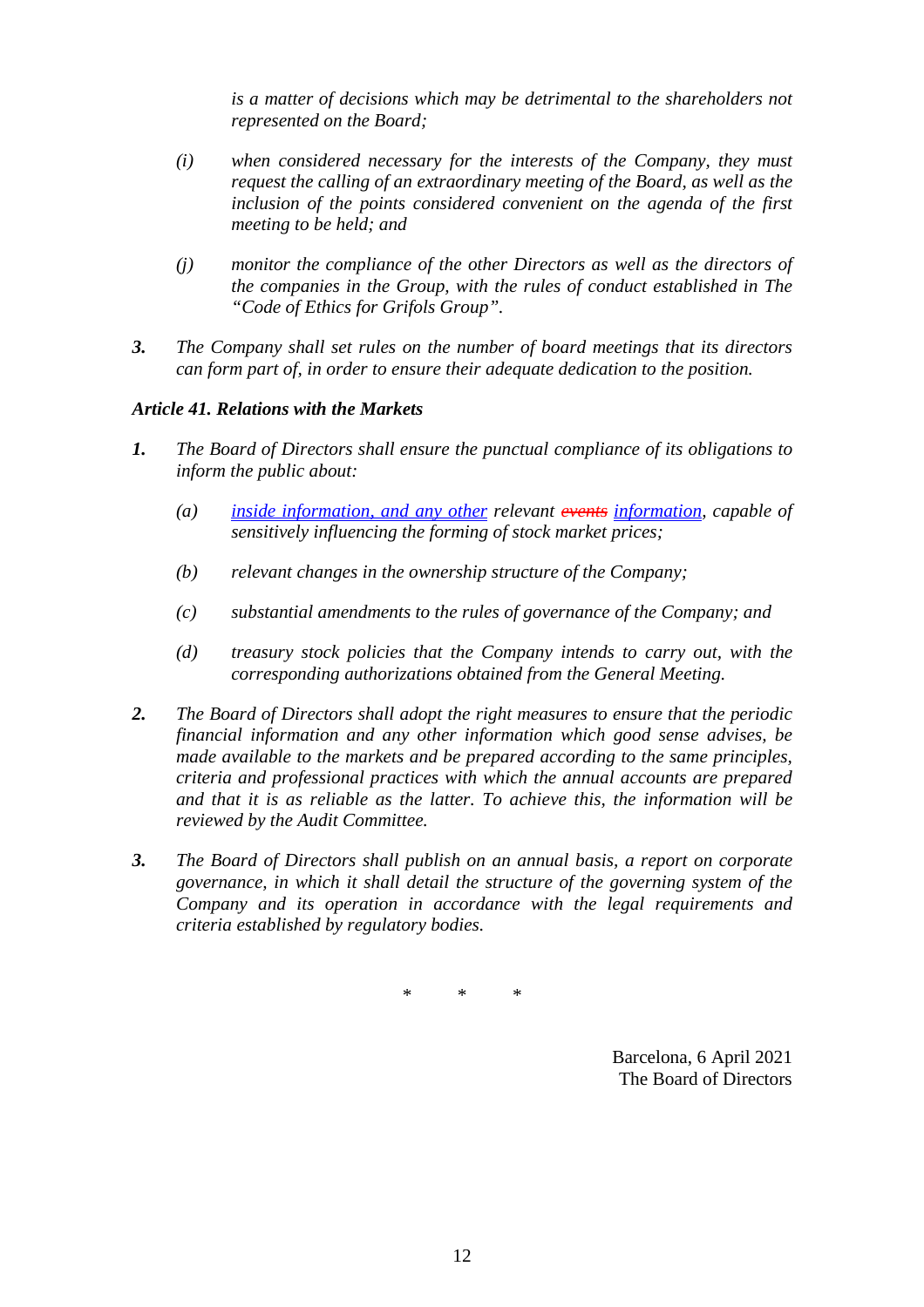*is a matter of decisions which may be detrimental to the shareholders not represented on the Board;*

*(i)* *when considered necessary for the interests of the Company, they must request the calling of an extraordinary meeting of the Board, as well as the inclusion of the points considered convenient on the agenda of the first meeting to be held; and*

*(j)* *monitor the compliance of the other Directors as well as the directors of the companies in the Group, with the rules of conduct established in The "Code of Ethics for Grifols Group".*

***3.*** *The Company shall set rules on the number of board meetings that its directors can form part of, in order to ensure their adequate dedication to the position.*

***Article 41. Relations with the Markets***

***1.*** *The Board of Directors shall ensure the punctual compliance of its obligations to inform the public about:*

*(a)* *inside information, and any other relevant ~~events~~ information, capable of sensitively influencing the forming of stock market prices;*

*(b)* *relevant changes in the ownership structure of the Company;*

*(c)* *substantial amendments to the rules of governance of the Company; and*

*(d)* *treasury stock policies that the Company intends to carry out, with the corresponding authorizations obtained from the General Meeting.*

***2.*** *The Board of Directors shall adopt the right measures to ensure that the periodic financial information and any other information which good sense advises, be made available to the markets and be prepared according to the same principles, criteria and professional practices with which the annual accounts are prepared and that it is as reliable as the latter. To achieve this, the information will be reviewed by the Audit Committee.*

***3.*** *The Board of Directors shall publish on an annual basis, a report on corporate governance, in which it shall detail the structure of the governing system of the Company and its operation in accordance with the legal requirements and criteria established by regulatory bodies.*

\* \* \*

Barcelona, 6 April 2021
The Board of Directors